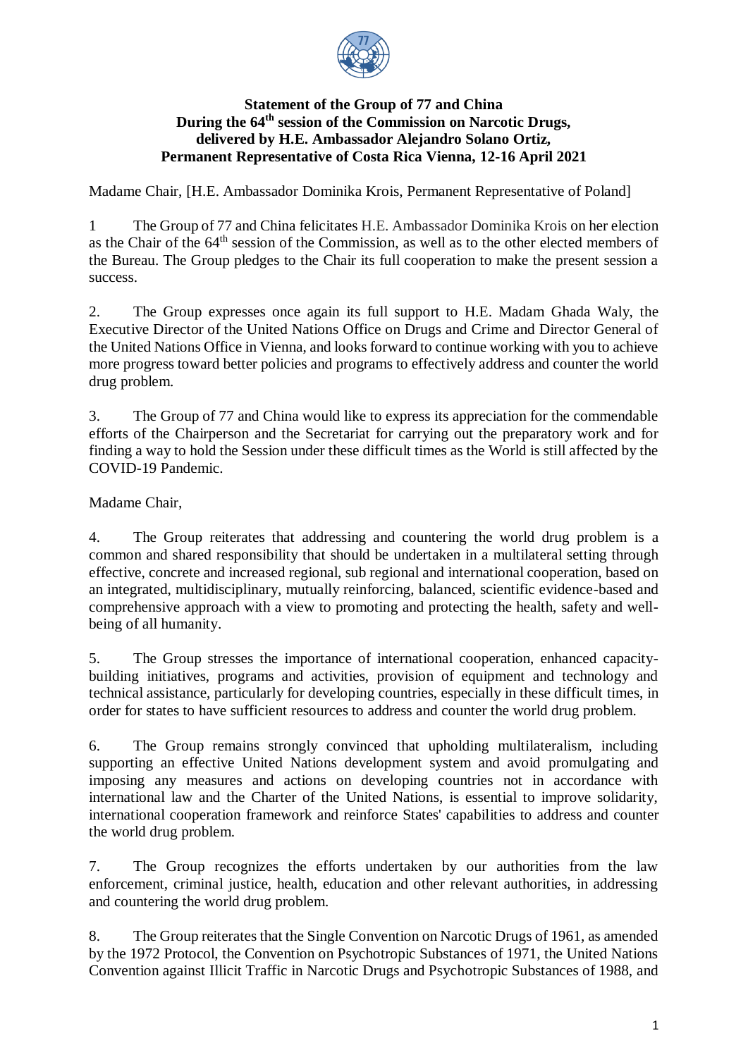**Statement of the Group of 77 and China**
**During the 64th session of the Commission on Narcotic Drugs,**
**delivered by H.E. Ambassador Alejandro Solano Ortiz,**
**Permanent Representative of Costa Rica Vienna, 12-16 April 2021**

Madame Chair, [H.E. Ambassador Dominika Krois, Permanent Representative of Poland]

1 The Group of 77 and China felicitates H.E. Ambassador Dominika Krois on her election as the Chair of the 64th session of the Commission, as well as to the other elected members of the Bureau. The Group pledges to the Chair its full cooperation to make the present session a success.

2. The Group expresses once again its full support to H.E. Madam Ghada Waly, the Executive Director of the United Nations Office on Drugs and Crime and Director General of the United Nations Office in Vienna, and looks forward to continue working with you to achieve more progress toward better policies and programs to effectively address and counter the world drug problem.

3. The Group of 77 and China would like to express its appreciation for the commendable efforts of the Chairperson and the Secretariat for carrying out the preparatory work and for finding a way to hold the Session under these difficult times as the World is still affected by the COVID-19 Pandemic.

Madame Chair,

4. The Group reiterates that addressing and countering the world drug problem is a common and shared responsibility that should be undertaken in a multilateral setting through effective, concrete and increased regional, sub regional and international cooperation, based on an integrated, multidisciplinary, mutually reinforcing, balanced, scientific evidence-based and comprehensive approach with a view to promoting and protecting the health, safety and well-being of all humanity.

5. The Group stresses the importance of international cooperation, enhanced capacity-building initiatives, programs and activities, provision of equipment and technology and technical assistance, particularly for developing countries, especially in these difficult times, in order for states to have sufficient resources to address and counter the world drug problem.

6. The Group remains strongly convinced that upholding multilateralism, including supporting an effective United Nations development system and avoid promulgating and imposing any measures and actions on developing countries not in accordance with international law and the Charter of the United Nations, is essential to improve solidarity, international cooperation framework and reinforce States' capabilities to address and counter the world drug problem.

7. The Group recognizes the efforts undertaken by our authorities from the law enforcement, criminal justice, health, education and other relevant authorities, in addressing and countering the world drug problem.

8. The Group reiterates that the Single Convention on Narcotic Drugs of 1961, as amended by the 1972 Protocol, the Convention on Psychotropic Substances of 1971, the United Nations Convention against Illicit Traffic in Narcotic Drugs and Psychotropic Substances of 1988, and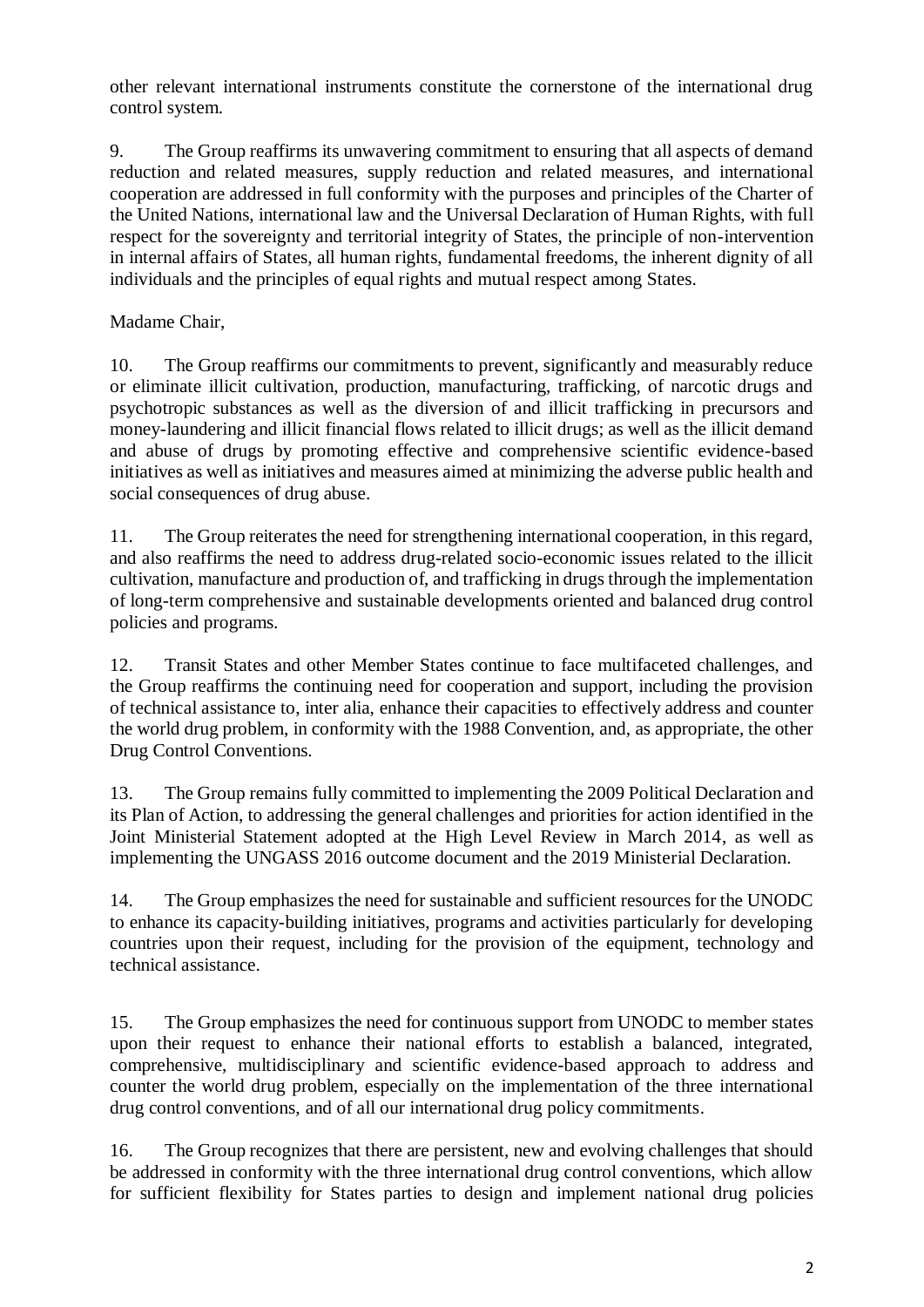other relevant international instruments constitute the cornerstone of the international drug control system.

9. The Group reaffirms its unwavering commitment to ensuring that all aspects of demand reduction and related measures, supply reduction and related measures, and international cooperation are addressed in full conformity with the purposes and principles of the Charter of the United Nations, international law and the Universal Declaration of Human Rights, with full respect for the sovereignty and territorial integrity of States, the principle of non-intervention in internal affairs of States, all human rights, fundamental freedoms, the inherent dignity of all individuals and the principles of equal rights and mutual respect among States.

Madame Chair,

10. The Group reaffirms our commitments to prevent, significantly and measurably reduce or eliminate illicit cultivation, production, manufacturing, trafficking, of narcotic drugs and psychotropic substances as well as the diversion of and illicit trafficking in precursors and money-laundering and illicit financial flows related to illicit drugs; as well as the illicit demand and abuse of drugs by promoting effective and comprehensive scientific evidence-based initiatives as well as initiatives and measures aimed at minimizing the adverse public health and social consequences of drug abuse.

11. The Group reiterates the need for strengthening international cooperation, in this regard, and also reaffirms the need to address drug-related socio-economic issues related to the illicit cultivation, manufacture and production of, and trafficking in drugs through the implementation of long-term comprehensive and sustainable developments oriented and balanced drug control policies and programs.

12. Transit States and other Member States continue to face multifaceted challenges, and the Group reaffirms the continuing need for cooperation and support, including the provision of technical assistance to, inter alia, enhance their capacities to effectively address and counter the world drug problem, in conformity with the 1988 Convention, and, as appropriate, the other Drug Control Conventions.

13. The Group remains fully committed to implementing the 2009 Political Declaration and its Plan of Action, to addressing the general challenges and priorities for action identified in the Joint Ministerial Statement adopted at the High Level Review in March 2014, as well as implementing the UNGASS 2016 outcome document and the 2019 Ministerial Declaration.

14. The Group emphasizes the need for sustainable and sufficient resources for the UNODC to enhance its capacity-building initiatives, programs and activities particularly for developing countries upon their request, including for the provision of the equipment, technology and technical assistance.

15. The Group emphasizes the need for continuous support from UNODC to member states upon their request to enhance their national efforts to establish a balanced, integrated, comprehensive, multidisciplinary and scientific evidence-based approach to address and counter the world drug problem, especially on the implementation of the three international drug control conventions, and of all our international drug policy commitments.

16. The Group recognizes that there are persistent, new and evolving challenges that should be addressed in conformity with the three international drug control conventions, which allow for sufficient flexibility for States parties to design and implement national drug policies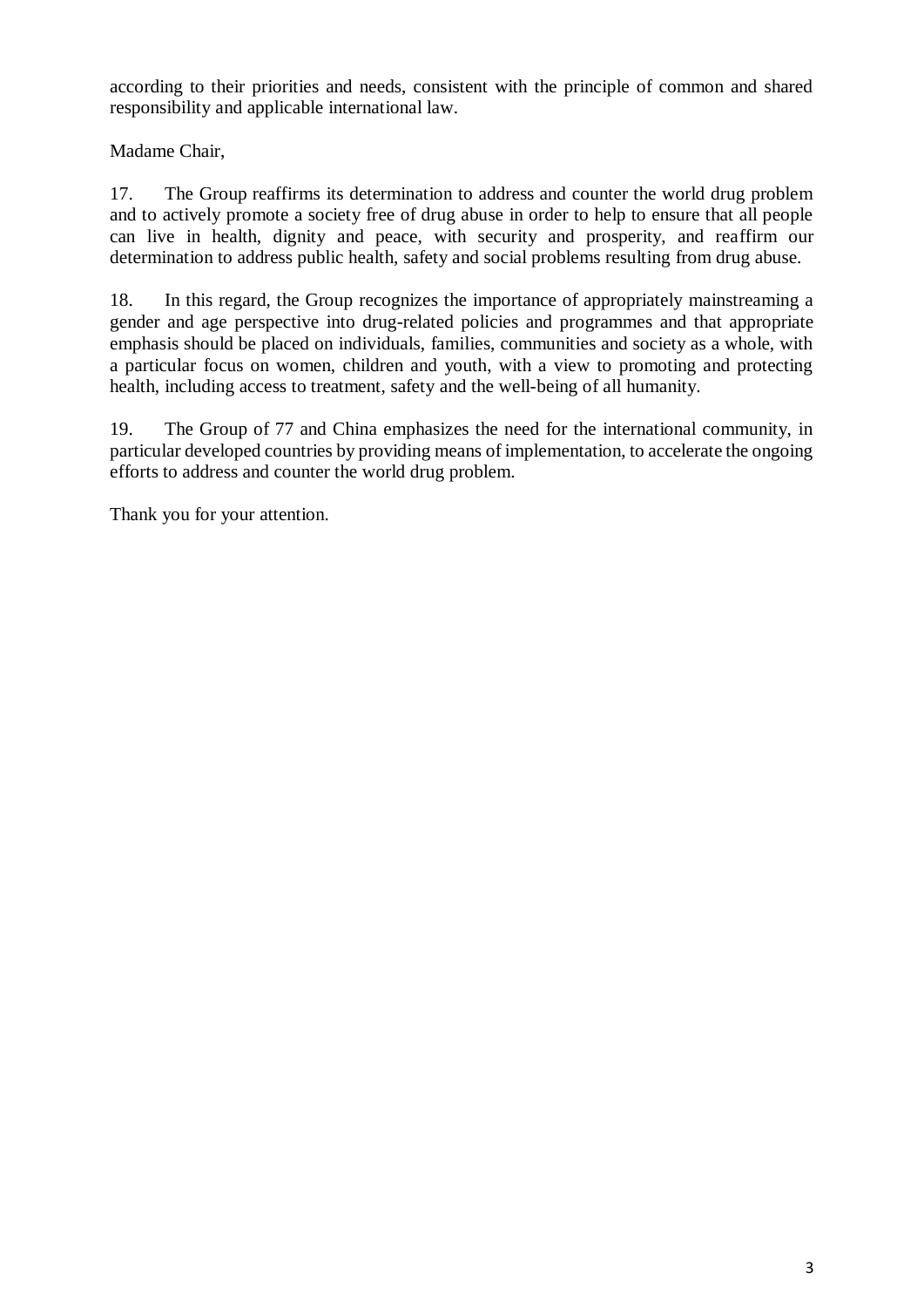according to their priorities and needs, consistent with the principle of common and shared responsibility and applicable international law.

Madame Chair,

17. The Group reaffirms its determination to address and counter the world drug problem and to actively promote a society free of drug abuse in order to help to ensure that all people can live in health, dignity and peace, with security and prosperity, and reaffirm our determination to address public health, safety and social problems resulting from drug abuse.

18. In this regard, the Group recognizes the importance of appropriately mainstreaming a gender and age perspective into drug-related policies and programmes and that appropriate emphasis should be placed on individuals, families, communities and society as a whole, with a particular focus on women, children and youth, with a view to promoting and protecting health, including access to treatment, safety and the well-being of all humanity.

19. The Group of 77 and China emphasizes the need for the international community, in particular developed countries by providing means of implementation, to accelerate the ongoing efforts to address and counter the world drug problem.

Thank you for your attention.